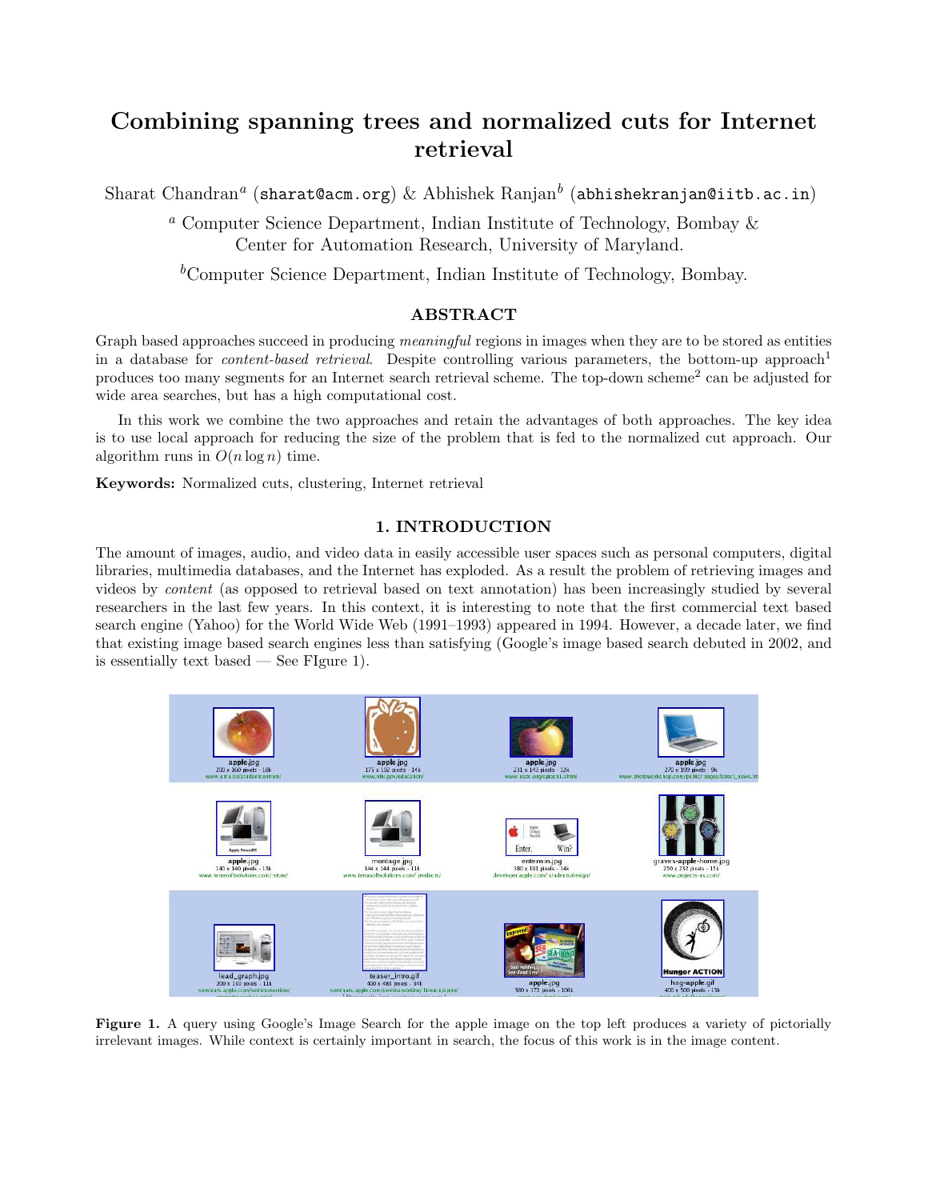# Combining spanning trees and normalized cuts for Internet retrieval

Sharat Chandran[a] (sharat@acm.org) & Abhishek Ranjan[b] (abhishekranjan@iitb.ac.in)

[a] Computer Science Department, Indian Institute of Technology, Bombay & Center for Automation Research, University of Maryland.

[b] Computer Science Department, Indian Institute of Technology, Bombay.

## ABSTRACT

Graph based approaches succeed in producing *meaningful* regions in images when they are to be stored as entities in a database for *content-based retrieval*. Despite controlling various parameters, the bottom-up approach[1] produces too many segments for an Internet search retrieval scheme. The top-down scheme[2] can be adjusted for wide area searches, but has a high computational cost.

In this work we combine the two approaches and retain the advantages of both approaches. The key idea is to use local approach for reducing the size of the problem that is fed to the normalized cut approach. Our algorithm runs in $O(n \log n)$ time.

**Keywords:** Normalized cuts, clustering, Internet retrieval

## 1. INTRODUCTION

The amount of images, audio, and video data in easily accessible user spaces such as personal computers, digital libraries, multimedia databases, and the Internet has exploded. As a result the problem of retrieving images and videos by *content* (as opposed to retrieval based on text annotation) has been increasingly studied by several researchers in the last few years. In this context, it is interesting to note that the first commercial text based search engine (Yahoo) for the World Wide Web (1991–1993) appeared in 1994. However, a decade later, we find that existing image based search engines less than satisfying (Google's image based search debuted in 2002, and is essentially text based — See FIgure 1).

**Figure 1.** A query using Google's Image Search for the apple image on the top left produces a variety of pictorially irrelevant images. While context is certainly important in search, the focus of this work is in the image content.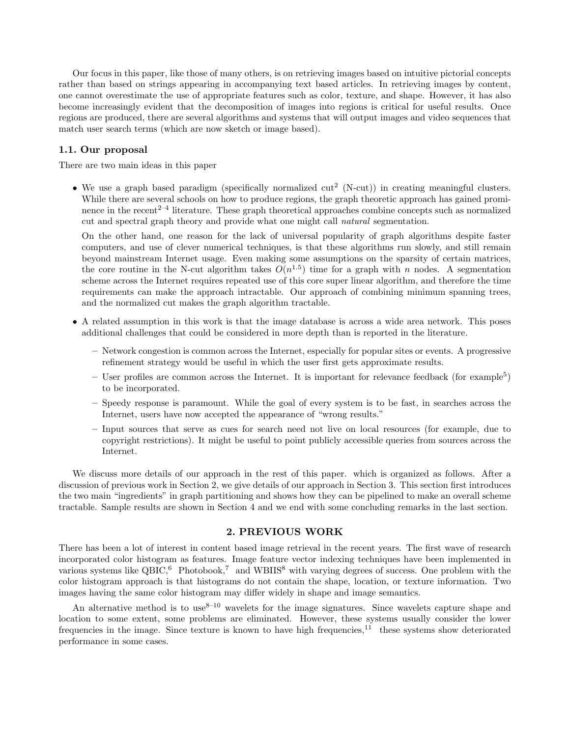Our focus in this paper, like those of many others, is on retrieving images based on intuitive pictorial concepts rather than based on strings appearing in accompanying text based articles. In retrieving images by content, one cannot overestimate the use of appropriate features such as color, texture, and shape. However, it has also become increasingly evident that the decomposition of images into regions is critical for useful results. Once regions are produced, there are several algorithms and systems that will output images and video sequences that match user search terms (which are now sketch or image based).

### 1.1. Our proposal

There are two main ideas in this paper

- We use a graph based paradigm (specifically normalized cut[2] (N-cut)) in creating meaningful clusters. While there are several schools on how to produce regions, the graph theoretic approach has gained prominence in the recent[2–4] literature. These graph theoretical approaches combine concepts such as normalized cut and spectral graph theory and provide what one might call *natural* segmentation.

  On the other hand, one reason for the lack of universal popularity of graph algorithms despite faster computers, and use of clever numerical techniques, is that these algorithms run slowly, and still remain beyond mainstream Internet usage. Even making some assumptions on the sparsity of certain matrices, the core routine in the N-cut algorithm takes $O(n^{1.5})$ time for a graph with $n$ nodes. A segmentation scheme across the Internet requires repeated use of this core super linear algorithm, and therefore the time requirements can make the approach intractable. Our approach of combining minimum spanning trees, and the normalized cut makes the graph algorithm tractable.

- A related assumption in this work is that the image database is across a wide area network. This poses additional challenges that could be considered in more depth than is reported in the literature.

  – Network congestion is common across the Internet, especially for popular sites or events. A progressive refinement strategy would be useful in which the user first gets approximate results.

  – User profiles are common across the Internet. It is important for relevance feedback (for example[5]) to be incorporated.

  – Speedy response is paramount. While the goal of every system is to be fast, in searches across the Internet, users have now accepted the appearance of "wrong results."

  – Input sources that serve as cues for search need not live on local resources (for example, due to copyright restrictions). It might be useful to point publicly accessible queries from sources across the Internet.

We discuss more details of our approach in the rest of this paper. which is organized as follows. After a discussion of previous work in Section 2, we give details of our approach in Section 3. This section first introduces the two main "ingredients" in graph partitioning and shows how they can be pipelined to make an overall scheme tractable. Sample results are shown in Section 4 and we end with some concluding remarks in the last section.

## 2. PREVIOUS WORK

There has been a lot of interest in content based image retrieval in the recent years. The first wave of research incorporated color histogram as features. Image feature vector indexing techniques have been implemented in various systems like QBIC,[6] Photobook,[7] and WBIIS[8] with varying degrees of success. One problem with the color histogram approach is that histograms do not contain the shape, location, or texture information. Two images having the same color histogram may differ widely in shape and image semantics.

An alternative method is to use[8–10] wavelets for the image signatures. Since wavelets capture shape and location to some extent, some problems are eliminated. However, these systems usually consider the lower frequencies in the image. Since texture is known to have high frequencies,[11] these systems show deteriorated performance in some cases.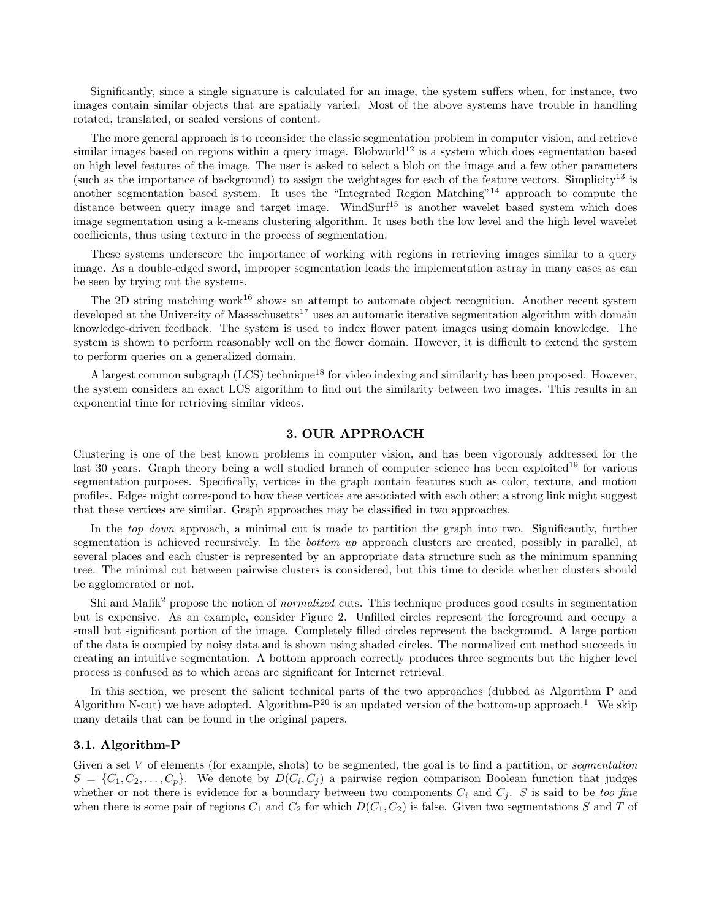Significantly, since a single signature is calculated for an image, the system suffers when, for instance, two images contain similar objects that are spatially varied. Most of the above systems have trouble in handling rotated, translated, or scaled versions of content.

The more general approach is to reconsider the classic segmentation problem in computer vision, and retrieve similar images based on regions within a query image. Blobworld[12] is a system which does segmentation based on high level features of the image. The user is asked to select a blob on the image and a few other parameters (such as the importance of background) to assign the weightages for each of the feature vectors. Simplicity[13] is another segmentation based system. It uses the "Integrated Region Matching"[14] approach to compute the distance between query image and target image. WindSurf[15] is another wavelet based system which does image segmentation using a k-means clustering algorithm. It uses both the low level and the high level wavelet coefficients, thus using texture in the process of segmentation.

These systems underscore the importance of working with regions in retrieving images similar to a query image. As a double-edged sword, improper segmentation leads the implementation astray in many cases as can be seen by trying out the systems.

The 2D string matching work[16] shows an attempt to automate object recognition. Another recent system developed at the University of Massachusetts[17] uses an automatic iterative segmentation algorithm with domain knowledge-driven feedback. The system is used to index flower patent images using domain knowledge. The system is shown to perform reasonably well on the flower domain. However, it is difficult to extend the system to perform queries on a generalized domain.

A largest common subgraph (LCS) technique[18] for video indexing and similarity has been proposed. However, the system considers an exact LCS algorithm to find out the similarity between two images. This results in an exponential time for retrieving similar videos.

## 3. OUR APPROACH

Clustering is one of the best known problems in computer vision, and has been vigorously addressed for the last 30 years. Graph theory being a well studied branch of computer science has been exploited[19] for various segmentation purposes. Specifically, vertices in the graph contain features such as color, texture, and motion profiles. Edges might correspond to how these vertices are associated with each other; a strong link might suggest that these vertices are similar. Graph approaches may be classified in two approaches.

In the *top down* approach, a minimal cut is made to partition the graph into two. Significantly, further segmentation is achieved recursively. In the *bottom up* approach clusters are created, possibly in parallel, at several places and each cluster is represented by an appropriate data structure such as the minimum spanning tree. The minimal cut between pairwise clusters is considered, but this time to decide whether clusters should be agglomerated or not.

Shi and Malik[2] propose the notion of *normalized* cuts. This technique produces good results in segmentation but is expensive. As an example, consider Figure 2. Unfilled circles represent the foreground and occupy a small but significant portion of the image. Completely filled circles represent the background. A large portion of the data is occupied by noisy data and is shown using shaded circles. The normalized cut method succeeds in creating an intuitive segmentation. A bottom approach correctly produces three segments but the higher level process is confused as to which areas are significant for Internet retrieval.

In this section, we present the salient technical parts of the two approaches (dubbed as Algorithm P and Algorithm N-cut) we have adopted. Algorithm-P[20] is an updated version of the bottom-up approach.[1] We skip many details that can be found in the original papers.

### 3.1. Algorithm-P

Given a set $V$ of elements (for example, shots) to be segmented, the goal is to find a partition, or *segmentation* $S = \{C_1, C_2, \ldots, C_p\}$. We denote by $D(C_i, C_j)$ a pairwise region comparison Boolean function that judges whether or not there is evidence for a boundary between two components $C_i$ and $C_j$. $S$ is said to be *too fine* when there is some pair of regions $C_1$ and $C_2$ for which $D(C_1, C_2)$ is false. Given two segmentations $S$ and $T$ of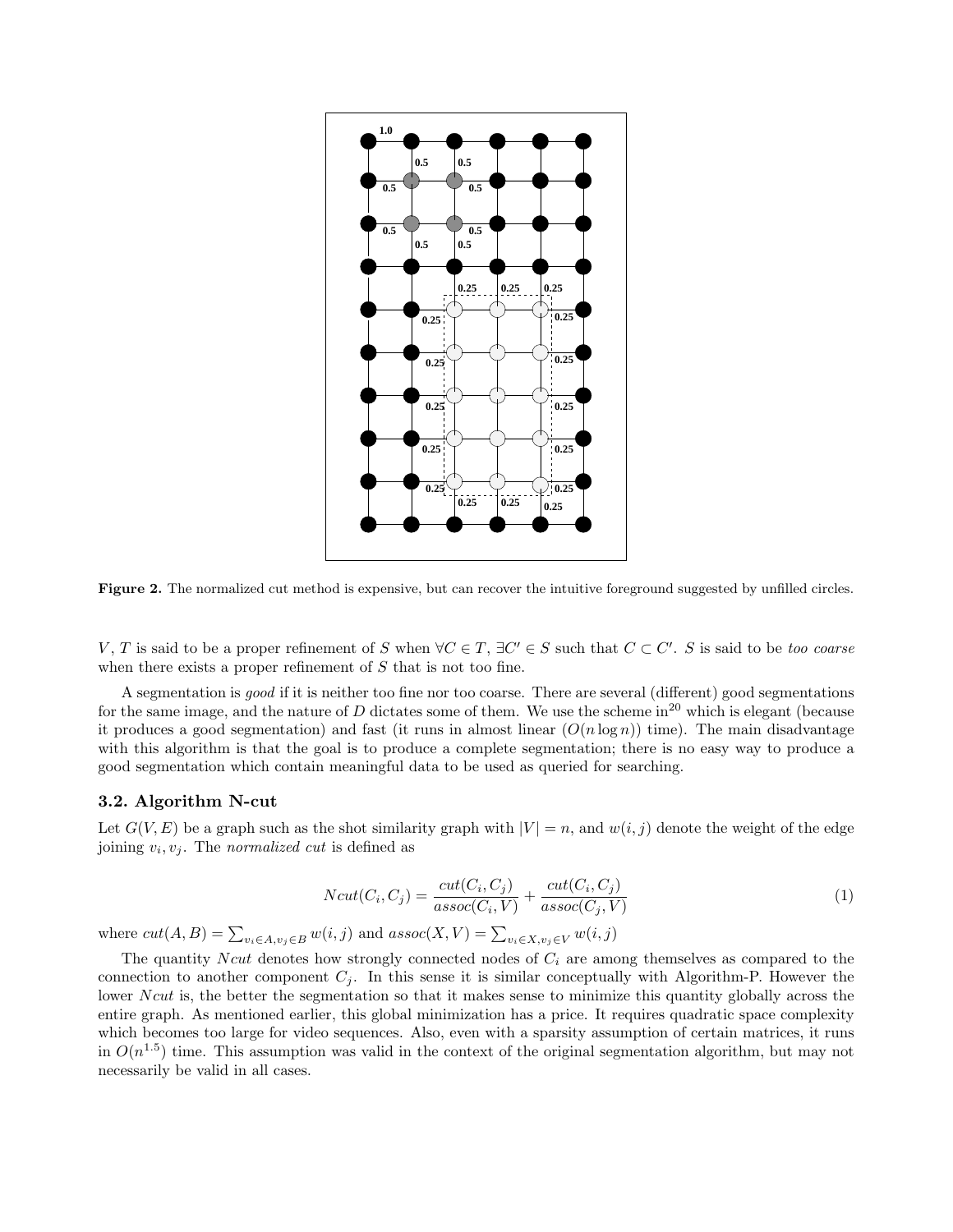**Figure 2.** The normalized cut method is expensive, but can recover the intuitive foreground suggested by unfilled circles.

$V$, $T$ is said to be a proper refinement of $S$ when $\forall C \in T$, $\exists C' \in S$ such that $C \subset C'$. $S$ is said to be *too coarse* when there exists a proper refinement of $S$ that is not too fine.

A segmentation is *good* if it is neither too fine nor too coarse. There are several (different) good segmentations for the same image, and the nature of $D$ dictates some of them. We use the scheme in[20] which is elegant (because it produces a good segmentation) and fast (it runs in almost linear ($O(n \log n)$) time). The main disadvantage with this algorithm is that the goal is to produce a complete segmentation; there is no easy way to produce a good segmentation which contain meaningful data to be used as queried for searching.

### 3.2. Algorithm N-cut

Let $G(V, E)$ be a graph such as the shot similarity graph with $|V| = n$, and $w(i, j)$ denote the weight of the edge joining $v_i, v_j$. The *normalized cut* is defined as

$$Ncut(C_i, C_j) = \frac{cut(C_i, C_j)}{assoc(C_i, V)} + \frac{cut(C_i, C_j)}{assoc(C_j, V)} \tag{1}$$

where $cut(A, B) = \sum_{v_i \in A, v_j \in B} w(i, j)$ and $assoc(X, V) = \sum_{v_i \in X, v_j \in V} w(i, j)$

The quantity $Ncut$ denotes how strongly connected nodes of $C_i$ are among themselves as compared to the connection to another component $C_j$. In this sense it is similar conceptually with Algorithm-P. However the lower $Ncut$ is, the better the segmentation so that it makes sense to minimize this quantity globally across the entire graph. As mentioned earlier, this global minimization has a price. It requires quadratic space complexity which becomes too large for video sequences. Also, even with a sparsity assumption of certain matrices, it runs in $O(n^{1.5})$ time. This assumption was valid in the context of the original segmentation algorithm, but may not necessarily be valid in all cases.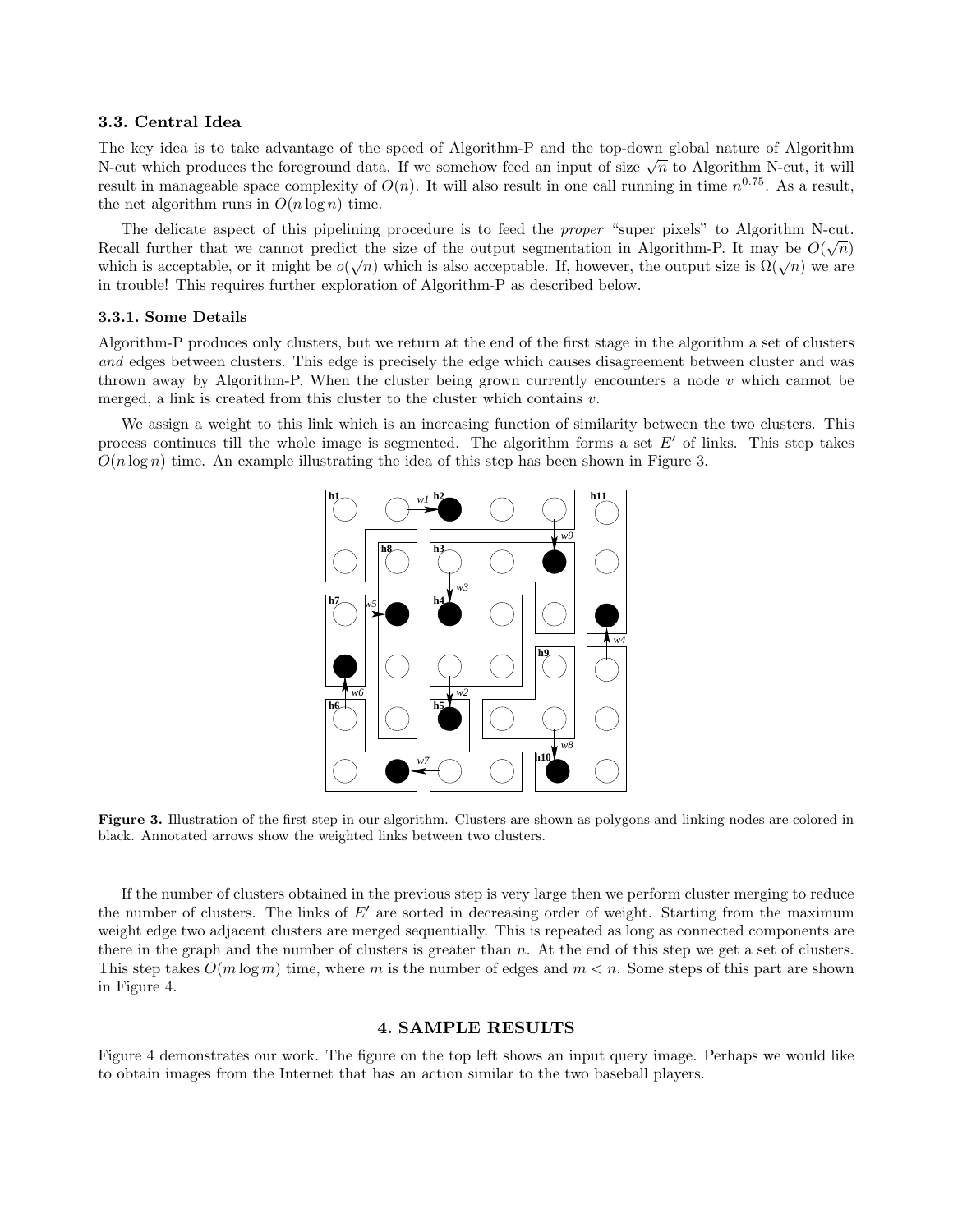### 3.3. Central Idea

The key idea is to take advantage of the speed of Algorithm-P and the top-down global nature of Algorithm N-cut which produces the foreground data. If we somehow feed an input of size $\sqrt{n}$ to Algorithm N-cut, it will result in manageable space complexity of $O(n)$. It will also result in one call running in time $n^{0.75}$. As a result, the net algorithm runs in $O(n \log n)$ time.

The delicate aspect of this pipelining procedure is to feed the *proper* "super pixels" to Algorithm N-cut. Recall further that we cannot predict the size of the output segmentation in Algorithm-P. It may be $O(\sqrt{n})$ which is acceptable, or it might be $o(\sqrt{n})$ which is also acceptable. If, however, the output size is $\Omega(\sqrt{n})$ we are in trouble! This requires further exploration of Algorithm-P as described below.

#### 3.3.1. Some Details

Algorithm-P produces only clusters, but we return at the end of the first stage in the algorithm a set of clusters *and* edges between clusters. This edge is precisely the edge which causes disagreement between cluster and was thrown away by Algorithm-P. When the cluster being grown currently encounters a node $v$ which cannot be merged, a link is created from this cluster to the cluster which contains $v$.

We assign a weight to this link which is an increasing function of similarity between the two clusters. This process continues till the whole image is segmented. The algorithm forms a set $E'$ of links. This step takes $O(n \log n)$ time. An example illustrating the idea of this step has been shown in Figure 3.

**Figure 3.** Illustration of the first step in our algorithm. Clusters are shown as polygons and linking nodes are colored in black. Annotated arrows show the weighted links between two clusters.

If the number of clusters obtained in the previous step is very large then we perform cluster merging to reduce the number of clusters. The links of $E'$ are sorted in decreasing order of weight. Starting from the maximum weight edge two adjacent clusters are merged sequentially. This is repeated as long as connected components are there in the graph and the number of clusters is greater than $n$. At the end of this step we get a set of clusters. This step takes $O(m \log m)$ time, where $m$ is the number of edges and $m < n$. Some steps of this part are shown in Figure 4.

## 4. SAMPLE RESULTS

Figure 4 demonstrates our work. The figure on the top left shows an input query image. Perhaps we would like to obtain images from the Internet that has an action similar to the two baseball players.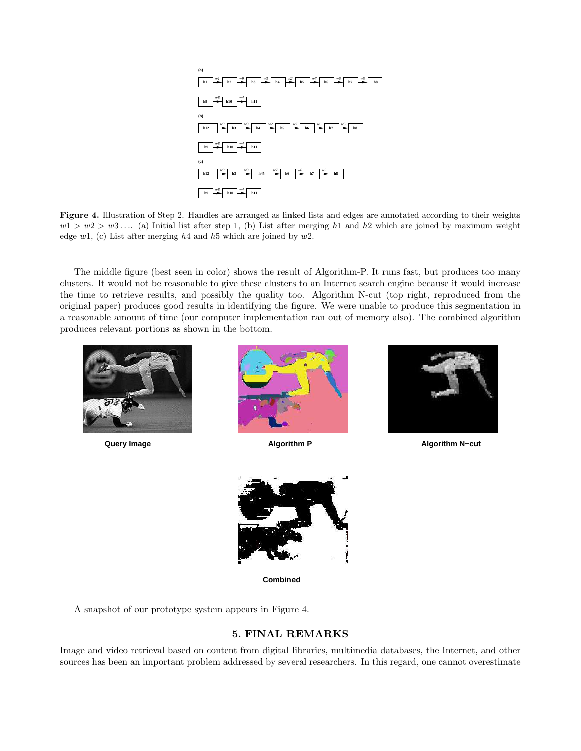**Figure 4.** Illustration of Step 2. Handles are arranged as linked lists and edges are annotated according to their weights $w1 > w2 > w3 \ldots$. (a) Initial list after step 1, (b) List after merging $h1$ and $h2$ which are joined by maximum weight edge $w1$, (c) List after merging $h4$ and $h5$ which are joined by $w2$.

The middle figure (best seen in color) shows the result of Algorithm-P. It runs fast, but produces too many clusters. It would not be reasonable to give these clusters to an Internet search engine because it would increase the time to retrieve results, and possibly the quality too. Algorithm N-cut (top right, reproduced from the original paper) produces good results in identifying the figure. We were unable to produce this segmentation in a reasonable amount of time (our computer implementation ran out of memory also). The combined algorithm produces relevant portions as shown in the bottom.

Query Image

Algorithm P

Algorithm N−cut

Combined

A snapshot of our prototype system appears in Figure 4.

## 5. FINAL REMARKS

Image and video retrieval based on content from digital libraries, multimedia databases, the Internet, and other sources has been an important problem addressed by several researchers. In this regard, one cannot overestimate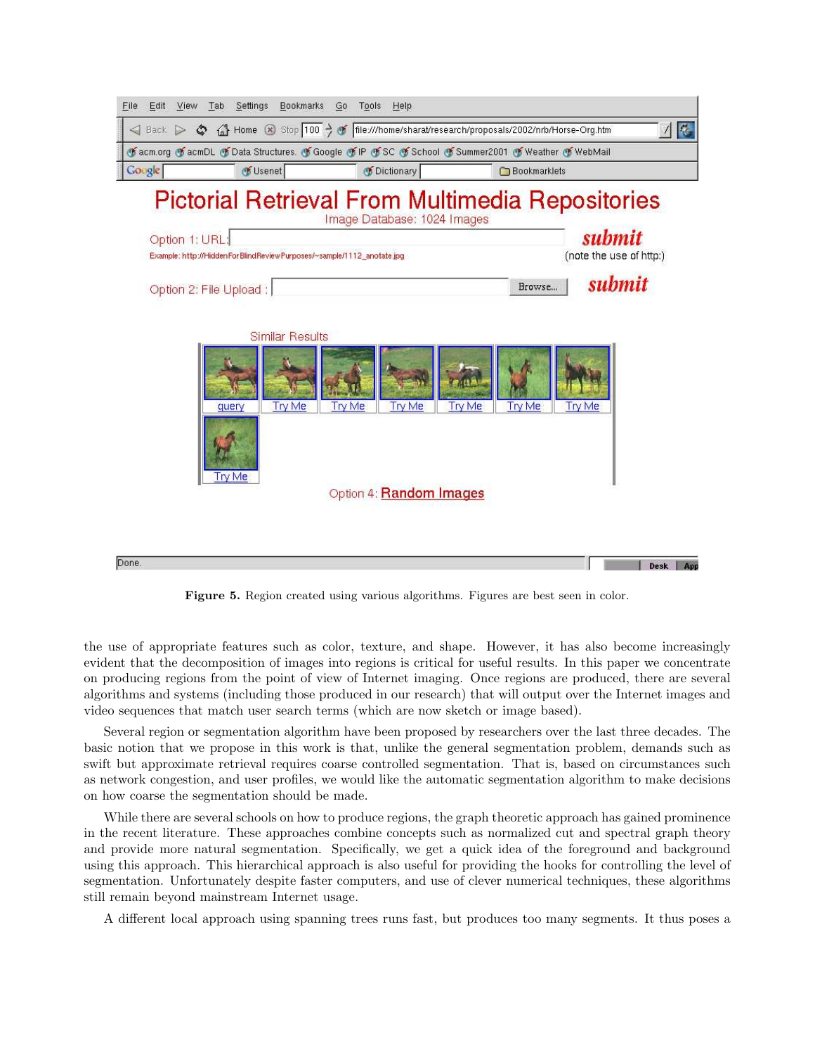Figure 5. Region created using various algorithms. Figures are best seen in color.

the use of appropriate features such as color, texture, and shape. However, it has also become increasingly evident that the decomposition of images into regions is critical for useful results. In this paper we concentrate on producing regions from the point of view of Internet imaging. Once regions are produced, there are several algorithms and systems (including those produced in our research) that will output over the Internet images and video sequences that match user search terms (which are now sketch or image based).

Several region or segmentation algorithm have been proposed by researchers over the last three decades. The basic notion that we propose in this work is that, unlike the general segmentation problem, demands such as swift but approximate retrieval requires coarse controlled segmentation. That is, based on circumstances such as network congestion, and user profiles, we would like the automatic segmentation algorithm to make decisions on how coarse the segmentation should be made.

While there are several schools on how to produce regions, the graph theoretic approach has gained prominence in the recent literature. These approaches combine concepts such as normalized cut and spectral graph theory and provide more natural segmentation. Specifically, we get a quick idea of the foreground and background using this approach. This hierarchical approach is also useful for providing the hooks for controlling the level of segmentation. Unfortunately despite faster computers, and use of clever numerical techniques, these algorithms still remain beyond mainstream Internet usage.

A different local approach using spanning trees runs fast, but produces too many segments. It thus poses a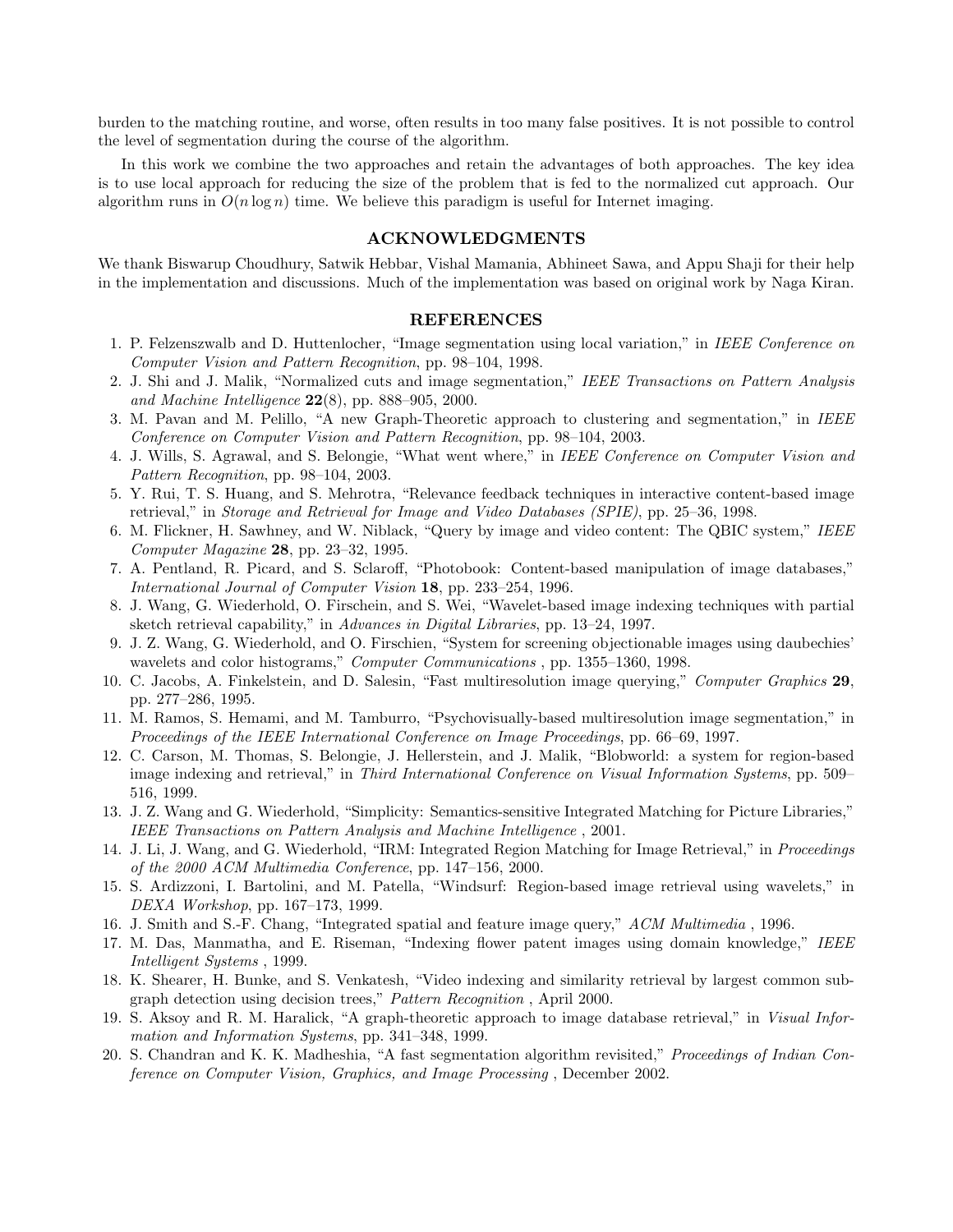burden to the matching routine, and worse, often results in too many false positives. It is not possible to control the level of segmentation during the course of the algorithm.

In this work we combine the two approaches and retain the advantages of both approaches. The key idea is to use local approach for reducing the size of the problem that is fed to the normalized cut approach. Our algorithm runs in $O(n \log n)$ time. We believe this paradigm is useful for Internet imaging.

## ACKNOWLEDGMENTS

We thank Biswarup Choudhury, Satwik Hebbar, Vishal Mamania, Abhineet Sawa, and Appu Shaji for their help in the implementation and discussions. Much of the implementation was based on original work by Naga Kiran.

## REFERENCES

1. P. Felzenszwalb and D. Huttenlocher, "Image segmentation using local variation," in *IEEE Conference on Computer Vision and Pattern Recognition*, pp. 98–104, 1998.
2. J. Shi and J. Malik, "Normalized cuts and image segmentation," *IEEE Transactions on Pattern Analysis and Machine Intelligence* **22**(8), pp. 888–905, 2000.
3. M. Pavan and M. Pelillo, "A new Graph-Theoretic approach to clustering and segmentation," in *IEEE Conference on Computer Vision and Pattern Recognition*, pp. 98–104, 2003.
4. J. Wills, S. Agrawal, and S. Belongie, "What went where," in *IEEE Conference on Computer Vision and Pattern Recognition*, pp. 98–104, 2003.
5. Y. Rui, T. S. Huang, and S. Mehrotra, "Relevance feedback techniques in interactive content-based image retrieval," in *Storage and Retrieval for Image and Video Databases (SPIE)*, pp. 25–36, 1998.
6. M. Flickner, H. Sawhney, and W. Niblack, "Query by image and video content: The QBIC system," *IEEE Computer Magazine* **28**, pp. 23–32, 1995.
7. A. Pentland, R. Picard, and S. Sclaroff, "Photobook: Content-based manipulation of image databases," *International Journal of Computer Vision* **18**, pp. 233–254, 1996.
8. J. Wang, G. Wiederhold, O. Firschein, and S. Wei, "Wavelet-based image indexing techniques with partial sketch retrieval capability," in *Advances in Digital Libraries*, pp. 13–24, 1997.
9. J. Z. Wang, G. Wiederhold, and O. Firschien, "System for screening objectionable images using daubechies' wavelets and color histograms," *Computer Communications* , pp. 1355–1360, 1998.
10. C. Jacobs, A. Finkelstein, and D. Salesin, "Fast multiresolution image querying," *Computer Graphics* **29**, pp. 277–286, 1995.
11. M. Ramos, S. Hemami, and M. Tamburro, "Psychovisually-based multiresolution image segmentation," in *Proceedings of the IEEE International Conference on Image Proceedings*, pp. 66–69, 1997.
12. C. Carson, M. Thomas, S. Belongie, J. Hellerstein, and J. Malik, "Blobworld: a system for region-based image indexing and retrieval," in *Third International Conference on Visual Information Systems*, pp. 509–516, 1999.
13. J. Z. Wang and G. Wiederhold, "Simplicity: Semantics-sensitive Integrated Matching for Picture Libraries," *IEEE Transactions on Pattern Analysis and Machine Intelligence* , 2001.
14. J. Li, J. Wang, and G. Wiederhold, "IRM: Integrated Region Matching for Image Retrieval," in *Proceedings of the 2000 ACM Multimedia Conference*, pp. 147–156, 2000.
15. S. Ardizzoni, I. Bartolini, and M. Patella, "Windsurf: Region-based image retrieval using wavelets," in *DEXA Workshop*, pp. 167–173, 1999.
16. J. Smith and S.-F. Chang, "Integrated spatial and feature image query," *ACM Multimedia* , 1996.
17. M. Das, Manmatha, and E. Riseman, "Indexing flower patent images using domain knowledge," *IEEE Intelligent Systems* , 1999.
18. K. Shearer, H. Bunke, and S. Venkatesh, "Video indexing and similarity retrieval by largest common subgraph detection using decision trees," *Pattern Recognition* , April 2000.
19. S. Aksoy and R. M. Haralick, "A graph-theoretic approach to image database retrieval," in *Visual Information and Information Systems*, pp. 341–348, 1999.
20. S. Chandran and K. K. Madheshia, "A fast segmentation algorithm revisited," *Proceedings of Indian Conference on Computer Vision, Graphics, and Image Processing* , December 2002.